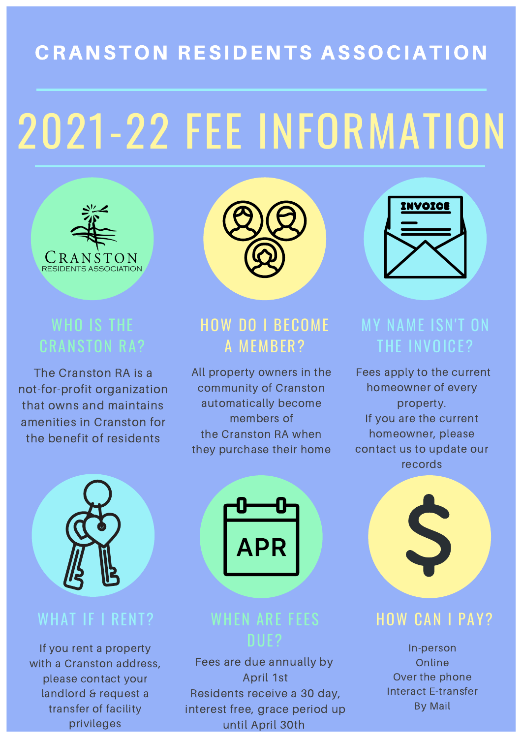# CRANSTON RESIDENTS ASSOCIATION

# 2021-22 FEE INFORMATION

## WHO IS THE CRANSTON RA?

The Cranston RA is a not-for-profit organization that owns and maintains amenities in Cranston for the benefit of residents

## HOW DO I BECOME A MEMBER?

All property owners in the community of Cranston automatically become members of the Cranston RA when they purchase their home

## MY NAME ISN'T ON THE INVOICE?

Fees apply to the current homeowner of every property.
If you are the current homeowner, please contact us to update our records

## WHAT IF I RENT?

If you rent a property with a Cranston address, please contact your landlord & request a transfer of facility privileges

## WHEN ARE FEES DUE?

Fees are due annually by April 1st
Residents receive a 30 day, interest free, grace period up until April 30th

## HOW CAN I PAY?

- In-person
- Online
- Over the phone
- Interact E-transfer
- By Mail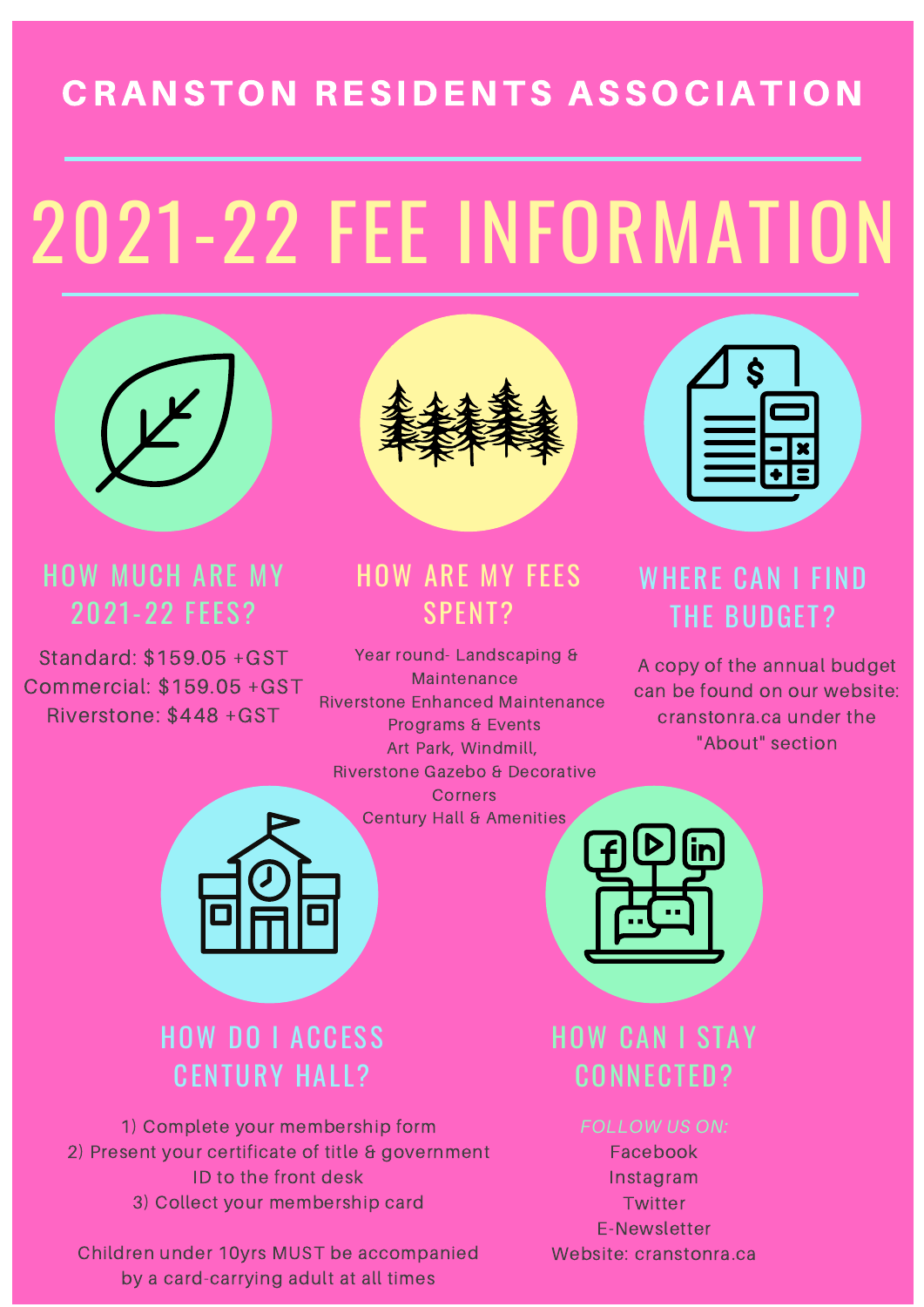# CRANSTON RESIDENTS ASSOCIATION

# 2021-22 FEE INFORMATION

## HOW MUCH ARE MY 2021-22 FEES?

Standard: $159.05 +GST
Commercial: $159.05 +GST
Riverstone: $448 +GST

## HOW ARE MY FEES SPENT?

Year round- Landscaping & Maintenance
Riverstone Enhanced Maintenance
Programs & Events
Art Park, Windmill,
Riverstone Gazebo & Decorative Corners
Century Hall & Amenities

## WHERE CAN I FIND THE BUDGET?

A copy of the annual budget can be found on our website: cranstonra.ca under the "About" section

## HOW DO I ACCESS CENTURY HALL?

1) Complete your membership form
2) Present your certificate of title & government ID to the front desk
3) Collect your membership card

Children under 10yrs MUST be accompanied by a card-carrying adult at all times

## HOW CAN I STAY CONNECTED?

*FOLLOW US ON:*

Facebook
Instagram
Twitter
E-Newsletter
Website: cranstonra.ca